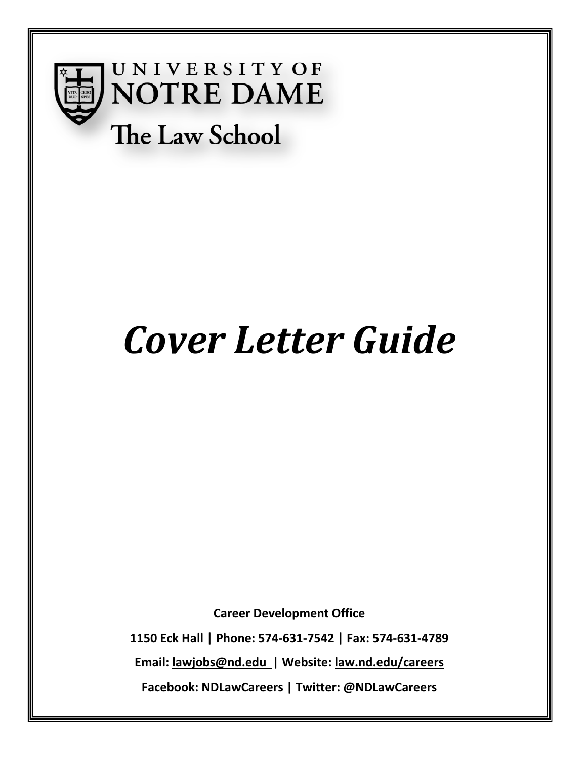UNIVERSITY OF NOTRE DAME

The Law School

# *Cover Letter Guide*

**Career Development Office**

**1150 Eck Hall | Phone: 574-631-7542 | Fax: 574-631-4789**

**Email: lawjobs@nd.edu | Website: law.nd.edu/careers**

**Facebook: NDLawCareers | Twitter: @NDLawCareers**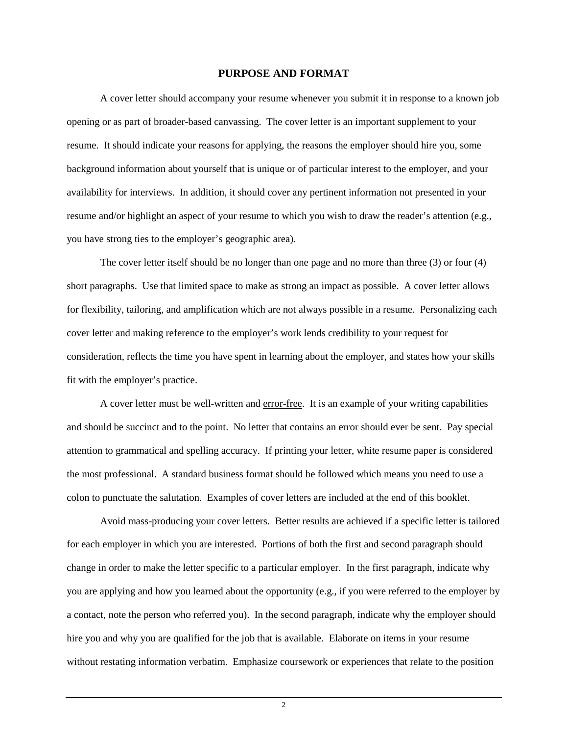## PURPOSE AND FORMAT

A cover letter should accompany your resume whenever you submit it in response to a known job opening or as part of broader-based canvassing. The cover letter is an important supplement to your resume. It should indicate your reasons for applying, the reasons the employer should hire you, some background information about yourself that is unique or of particular interest to the employer, and your availability for interviews. In addition, it should cover any pertinent information not presented in your resume and/or highlight an aspect of your resume to which you wish to draw the reader's attention (e.g., you have strong ties to the employer's geographic area).

The cover letter itself should be no longer than one page and no more than three (3) or four (4) short paragraphs. Use that limited space to make as strong an impact as possible. A cover letter allows for flexibility, tailoring, and amplification which are not always possible in a resume. Personalizing each cover letter and making reference to the employer's work lends credibility to your request for consideration, reflects the time you have spent in learning about the employer, and states how your skills fit with the employer's practice.

A cover letter must be well-written and <u>error-free</u>. It is an example of your writing capabilities and should be succinct and to the point. No letter that contains an error should ever be sent. Pay special attention to grammatical and spelling accuracy. If printing your letter, white resume paper is considered the most professional. A standard business format should be followed which means you need to use a <u>colon</u> to punctuate the salutation. Examples of cover letters are included at the end of this booklet.

Avoid mass-producing your cover letters. Better results are achieved if a specific letter is tailored for each employer in which you are interested. Portions of both the first and second paragraph should change in order to make the letter specific to a particular employer. In the first paragraph, indicate why you are applying and how you learned about the opportunity (e.g., if you were referred to the employer by a contact, note the person who referred you). In the second paragraph, indicate why the employer should hire you and why you are qualified for the job that is available. Elaborate on items in your resume without restating information verbatim. Emphasize coursework or experiences that relate to the position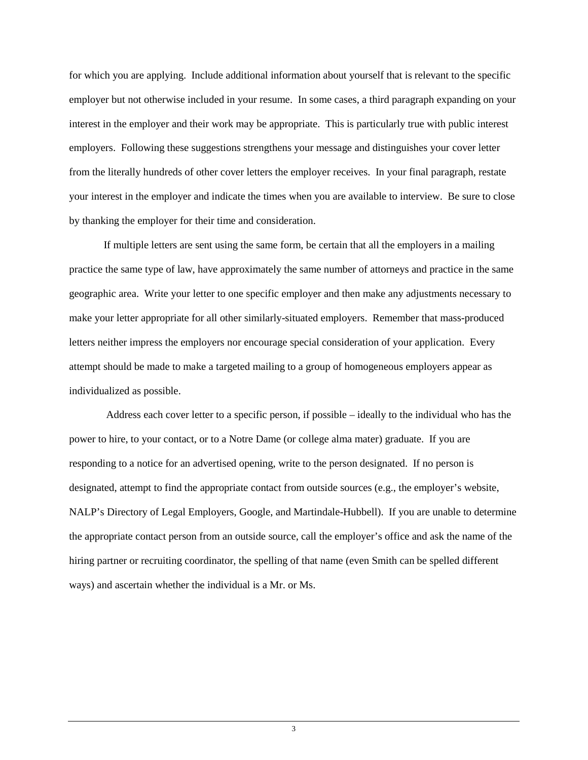for which you are applying. Include additional information about yourself that is relevant to the specific employer but not otherwise included in your resume. In some cases, a third paragraph expanding on your interest in the employer and their work may be appropriate. This is particularly true with public interest employers. Following these suggestions strengthens your message and distinguishes your cover letter from the literally hundreds of other cover letters the employer receives. In your final paragraph, restate your interest in the employer and indicate the times when you are available to interview. Be sure to close by thanking the employer for their time and consideration.

If multiple letters are sent using the same form, be certain that all the employers in a mailing practice the same type of law, have approximately the same number of attorneys and practice in the same geographic area. Write your letter to one specific employer and then make any adjustments necessary to make your letter appropriate for all other similarly-situated employers. Remember that mass-produced letters neither impress the employers nor encourage special consideration of your application. Every attempt should be made to make a targeted mailing to a group of homogeneous employers appear as individualized as possible.

Address each cover letter to a specific person, if possible – ideally to the individual who has the power to hire, to your contact, or to a Notre Dame (or college alma mater) graduate. If you are responding to a notice for an advertised opening, write to the person designated. If no person is designated, attempt to find the appropriate contact from outside sources (e.g., the employer's website, NALP's Directory of Legal Employers, Google, and Martindale-Hubbell). If you are unable to determine the appropriate contact person from an outside source, call the employer's office and ask the name of the hiring partner or recruiting coordinator, the spelling of that name (even Smith can be spelled different ways) and ascertain whether the individual is a Mr. or Ms.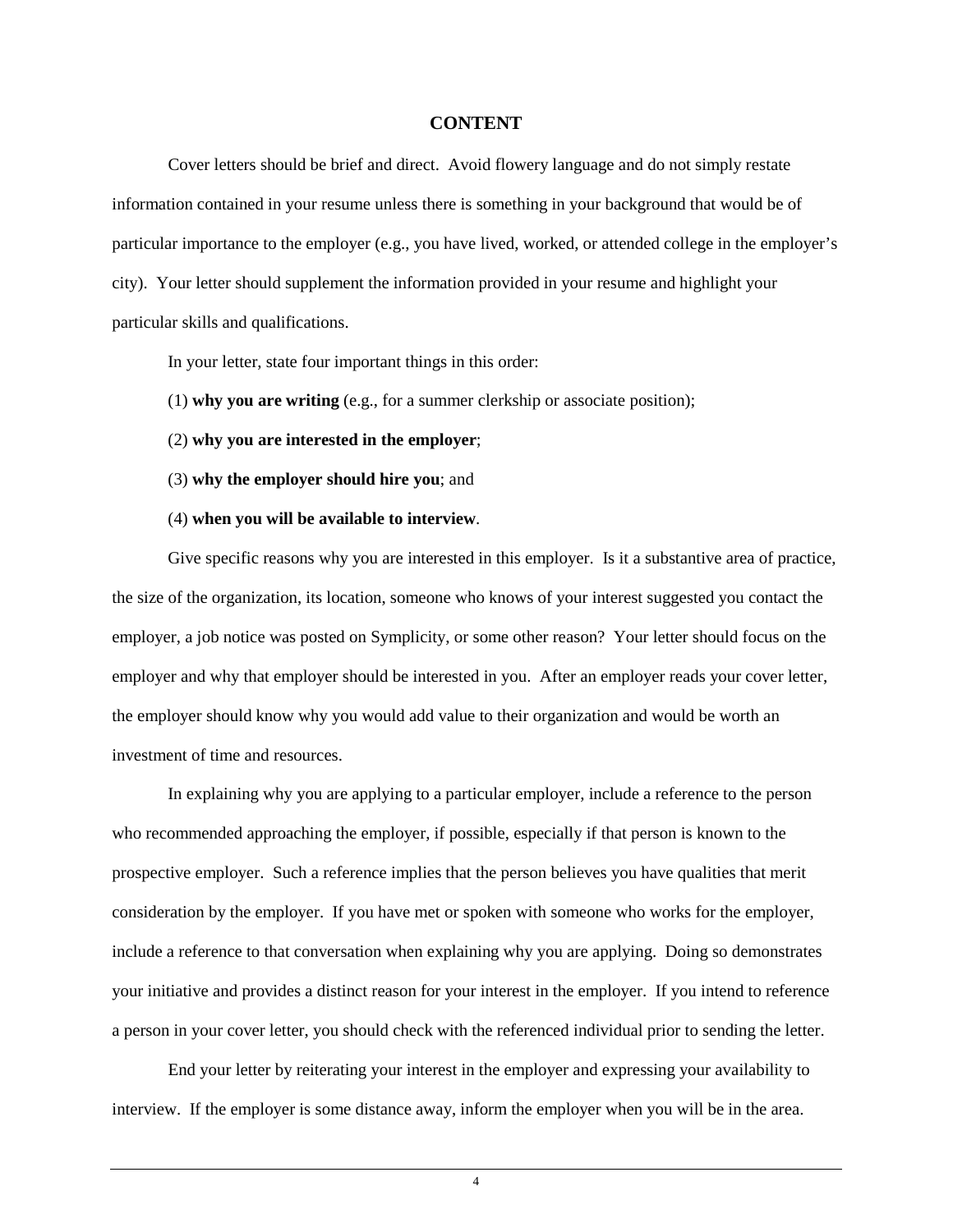## CONTENT

Cover letters should be brief and direct. Avoid flowery language and do not simply restate information contained in your resume unless there is something in your background that would be of particular importance to the employer (e.g., you have lived, worked, or attended college in the employer's city). Your letter should supplement the information provided in your resume and highlight your particular skills and qualifications.

In your letter, state four important things in this order:

(1) **why you are writing** (e.g., for a summer clerkship or associate position);

(2) **why you are interested in the employer**;

(3) **why the employer should hire you**; and

(4) **when you will be available to interview**.

Give specific reasons why you are interested in this employer. Is it a substantive area of practice, the size of the organization, its location, someone who knows of your interest suggested you contact the employer, a job notice was posted on Symplicity, or some other reason? Your letter should focus on the employer and why that employer should be interested in you. After an employer reads your cover letter, the employer should know why you would add value to their organization and would be worth an investment of time and resources.

In explaining why you are applying to a particular employer, include a reference to the person who recommended approaching the employer, if possible, especially if that person is known to the prospective employer. Such a reference implies that the person believes you have qualities that merit consideration by the employer. If you have met or spoken with someone who works for the employer, include a reference to that conversation when explaining why you are applying. Doing so demonstrates your initiative and provides a distinct reason for your interest in the employer. If you intend to reference a person in your cover letter, you should check with the referenced individual prior to sending the letter.

End your letter by reiterating your interest in the employer and expressing your availability to interview. If the employer is some distance away, inform the employer when you will be in the area.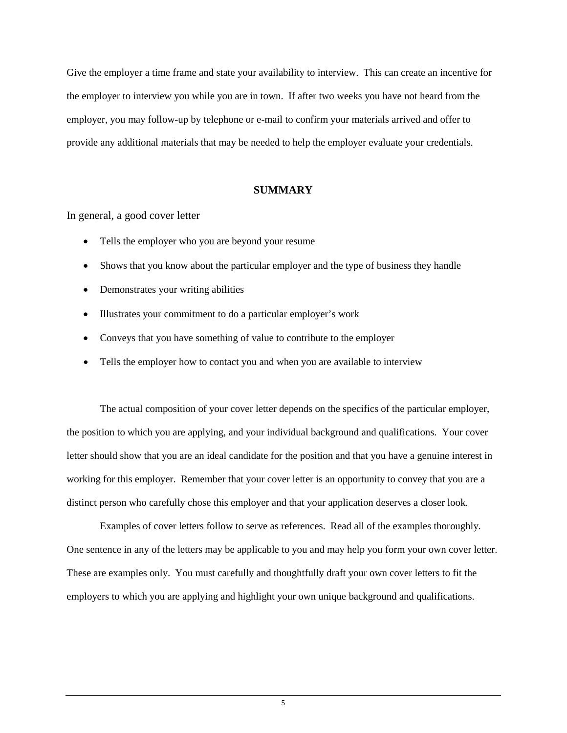Give the employer a time frame and state your availability to interview. This can create an incentive for the employer to interview you while you are in town. If after two weeks you have not heard from the employer, you may follow-up by telephone or e-mail to confirm your materials arrived and offer to provide any additional materials that may be needed to help the employer evaluate your credentials.

## SUMMARY

In general, a good cover letter

- Tells the employer who you are beyond your resume
- Shows that you know about the particular employer and the type of business they handle
- Demonstrates your writing abilities
- Illustrates your commitment to do a particular employer's work
- Conveys that you have something of value to contribute to the employer
- Tells the employer how to contact you and when you are available to interview

The actual composition of your cover letter depends on the specifics of the particular employer, the position to which you are applying, and your individual background and qualifications. Your cover letter should show that you are an ideal candidate for the position and that you have a genuine interest in working for this employer. Remember that your cover letter is an opportunity to convey that you are a distinct person who carefully chose this employer and that your application deserves a closer look.

Examples of cover letters follow to serve as references. Read all of the examples thoroughly. One sentence in any of the letters may be applicable to you and may help you form your own cover letter. These are examples only. You must carefully and thoughtfully draft your own cover letters to fit the employers to which you are applying and highlight your own unique background and qualifications.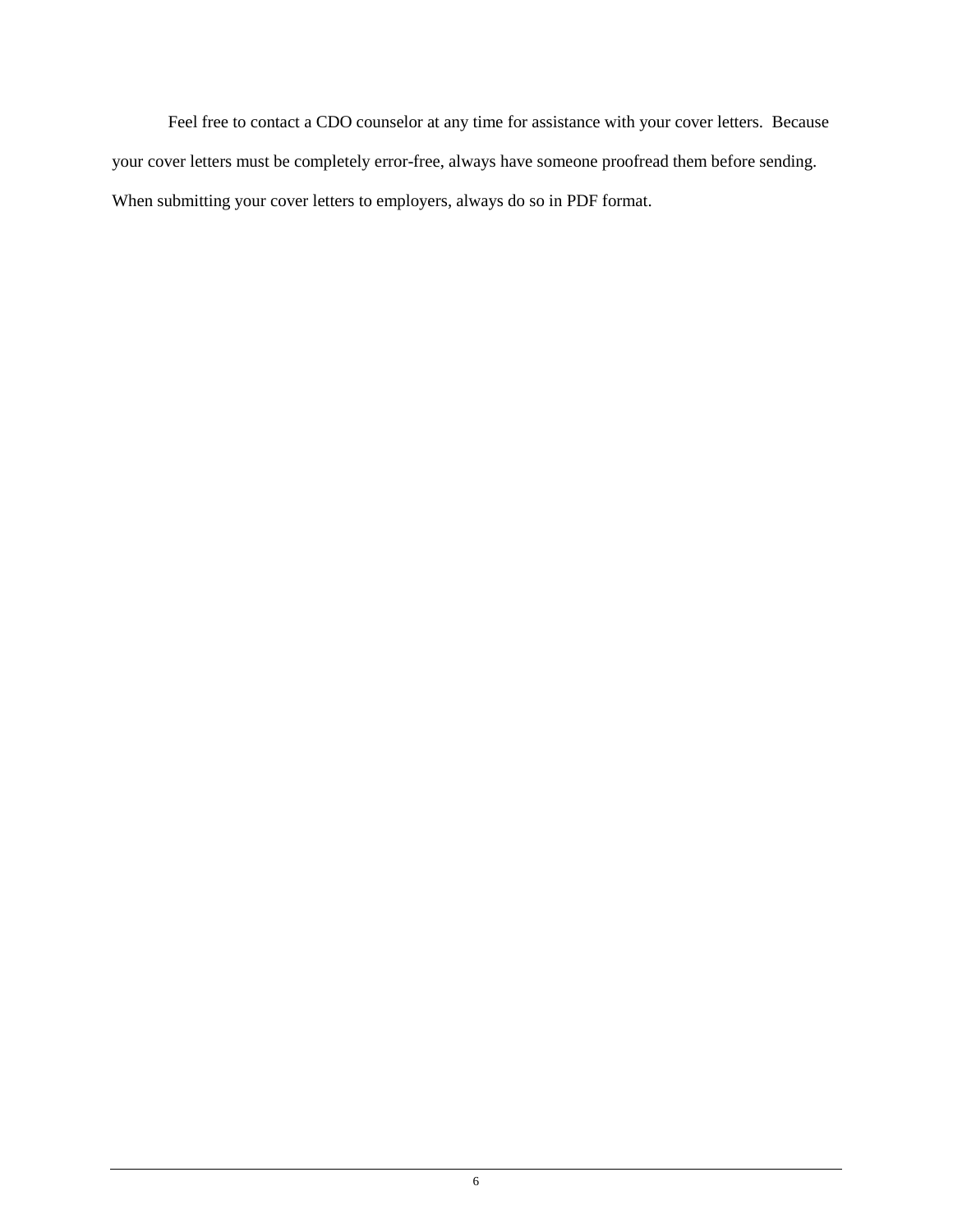Feel free to contact a CDO counselor at any time for assistance with your cover letters. Because your cover letters must be completely error-free, always have someone proofread them before sending. When submitting your cover letters to employers, always do so in PDF format.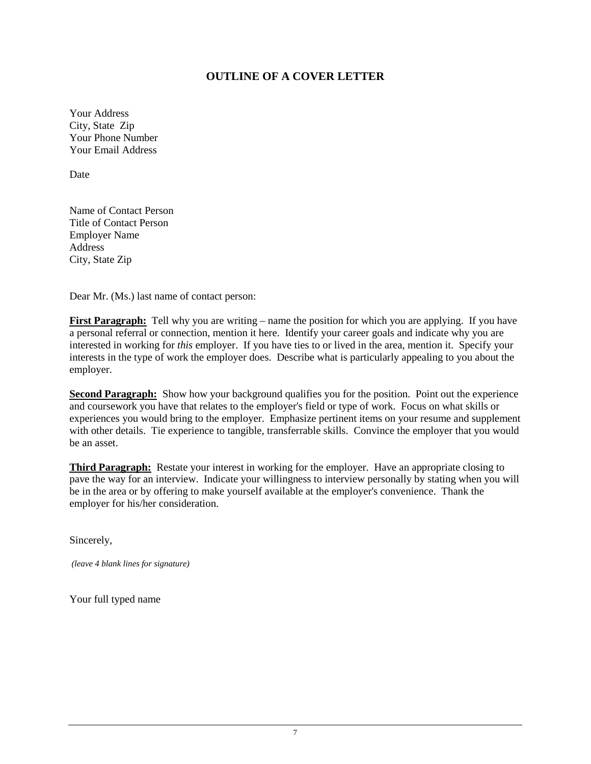## OUTLINE OF A COVER LETTER

Your Address
City, State Zip
Your Phone Number
Your Email Address

Date

Name of Contact Person
Title of Contact Person
Employer Name
Address
City, State Zip

Dear Mr. (Ms.) last name of contact person:

**First Paragraph:** Tell why you are writing – name the position for which you are applying. If you have a personal referral or connection, mention it here. Identify your career goals and indicate why you are interested in working for *this* employer. If you have ties to or lived in the area, mention it. Specify your interests in the type of work the employer does. Describe what is particularly appealing to you about the employer.

**Second Paragraph:** Show how your background qualifies you for the position. Point out the experience and coursework you have that relates to the employer's field or type of work. Focus on what skills or experiences you would bring to the employer. Emphasize pertinent items on your resume and supplement with other details. Tie experience to tangible, transferrable skills. Convince the employer that you would be an asset.

**Third Paragraph:** Restate your interest in working for the employer. Have an appropriate closing to pave the way for an interview. Indicate your willingness to interview personally by stating when you will be in the area or by offering to make yourself available at the employer's convenience. Thank the employer for his/her consideration.

Sincerely,

*(leave 4 blank lines for signature)*

Your full typed name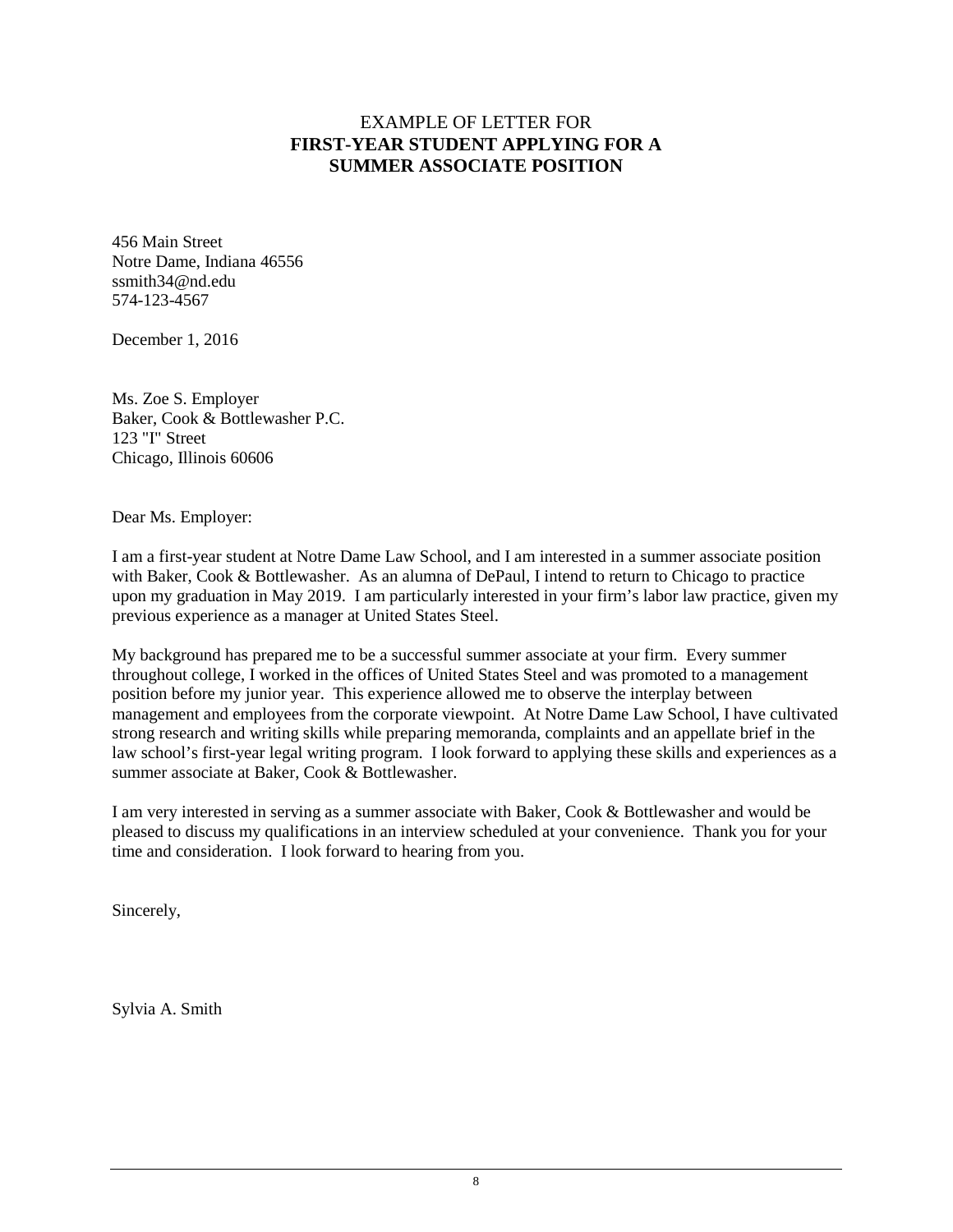# EXAMPLE OF LETTER FOR **FIRST-YEAR STUDENT APPLYING FOR A SUMMER ASSOCIATE POSITION**

456 Main Street
Notre Dame, Indiana 46556
ssmith34@nd.edu
574-123-4567

December 1, 2016

Ms. Zoe S. Employer
Baker, Cook & Bottlewasher P.C.
123 "I" Street
Chicago, Illinois 60606

Dear Ms. Employer:

I am a first-year student at Notre Dame Law School, and I am interested in a summer associate position with Baker, Cook & Bottlewasher. As an alumna of DePaul, I intend to return to Chicago to practice upon my graduation in May 2019. I am particularly interested in your firm's labor law practice, given my previous experience as a manager at United States Steel.

My background has prepared me to be a successful summer associate at your firm. Every summer throughout college, I worked in the offices of United States Steel and was promoted to a management position before my junior year. This experience allowed me to observe the interplay between management and employees from the corporate viewpoint. At Notre Dame Law School, I have cultivated strong research and writing skills while preparing memoranda, complaints and an appellate brief in the law school's first-year legal writing program. I look forward to applying these skills and experiences as a summer associate at Baker, Cook & Bottlewasher.

I am very interested in serving as a summer associate with Baker, Cook & Bottlewasher and would be pleased to discuss my qualifications in an interview scheduled at your convenience. Thank you for your time and consideration. I look forward to hearing from you.

Sincerely,

Sylvia A. Smith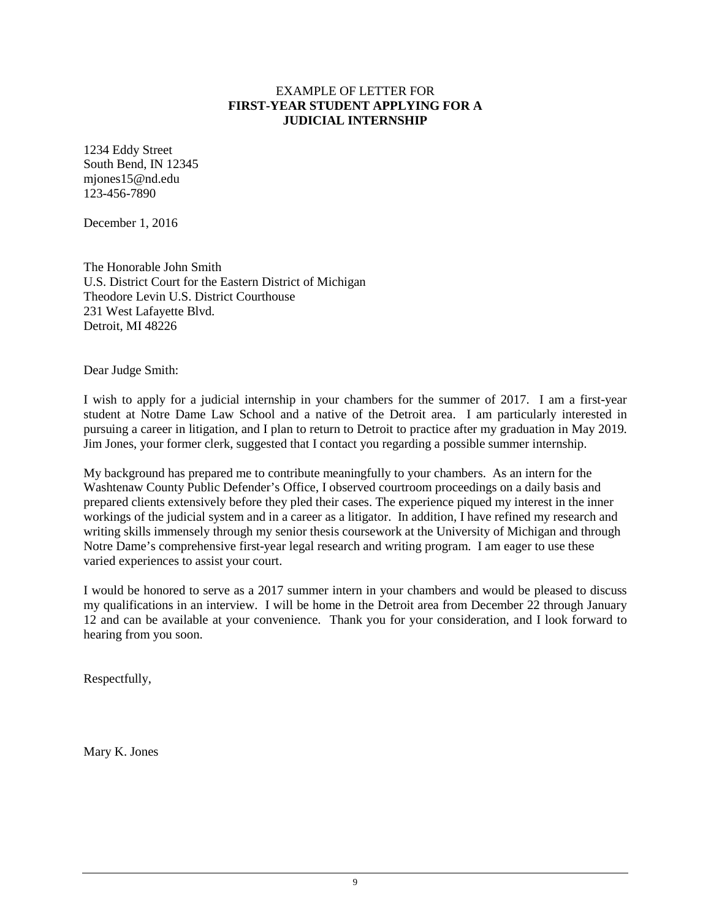EXAMPLE OF LETTER FOR
**FIRST-YEAR STUDENT APPLYING FOR A JUDICIAL INTERNSHIP**

1234 Eddy Street
South Bend, IN 12345
mjones15@nd.edu
123-456-7890

December 1, 2016

The Honorable John Smith
U.S. District Court for the Eastern District of Michigan
Theodore Levin U.S. District Courthouse
231 West Lafayette Blvd.
Detroit, MI 48226

Dear Judge Smith:

I wish to apply for a judicial internship in your chambers for the summer of 2017. I am a first-year student at Notre Dame Law School and a native of the Detroit area. I am particularly interested in pursuing a career in litigation, and I plan to return to Detroit to practice after my graduation in May 2019. Jim Jones, your former clerk, suggested that I contact you regarding a possible summer internship.

My background has prepared me to contribute meaningfully to your chambers. As an intern for the Washtenaw County Public Defender's Office, I observed courtroom proceedings on a daily basis and prepared clients extensively before they pled their cases. The experience piqued my interest in the inner workings of the judicial system and in a career as a litigator. In addition, I have refined my research and writing skills immensely through my senior thesis coursework at the University of Michigan and through Notre Dame's comprehensive first-year legal research and writing program. I am eager to use these varied experiences to assist your court.

I would be honored to serve as a 2017 summer intern in your chambers and would be pleased to discuss my qualifications in an interview. I will be home in the Detroit area from December 22 through January 12 and can be available at your convenience. Thank you for your consideration, and I look forward to hearing from you soon.

Respectfully,

Mary K. Jones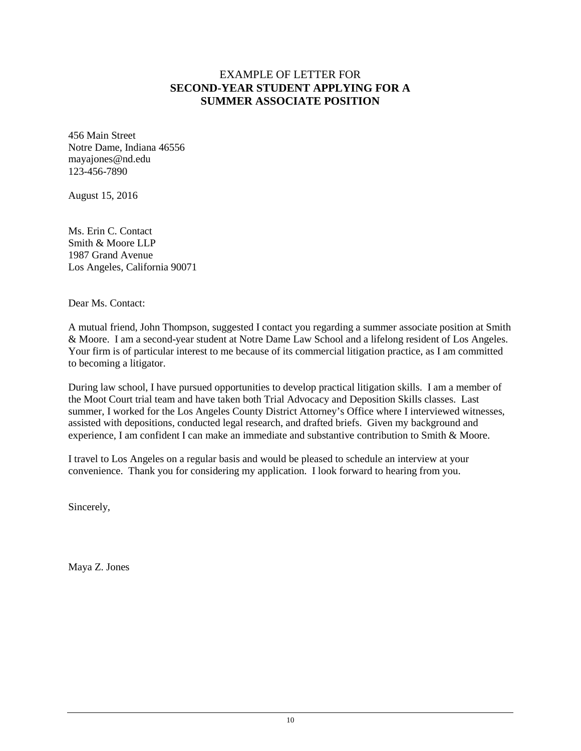EXAMPLE OF LETTER FOR
**SECOND-YEAR STUDENT APPLYING FOR A SUMMER ASSOCIATE POSITION**

456 Main Street
Notre Dame, Indiana 46556
mayajones@nd.edu
123-456-7890

August 15, 2016

Ms. Erin C. Contact
Smith & Moore LLP
1987 Grand Avenue
Los Angeles, California 90071

Dear Ms. Contact:

A mutual friend, John Thompson, suggested I contact you regarding a summer associate position at Smith & Moore. I am a second-year student at Notre Dame Law School and a lifelong resident of Los Angeles. Your firm is of particular interest to me because of its commercial litigation practice, as I am committed to becoming a litigator.

During law school, I have pursued opportunities to develop practical litigation skills. I am a member of the Moot Court trial team and have taken both Trial Advocacy and Deposition Skills classes. Last summer, I worked for the Los Angeles County District Attorney's Office where I interviewed witnesses, assisted with depositions, conducted legal research, and drafted briefs. Given my background and experience, I am confident I can make an immediate and substantive contribution to Smith & Moore.

I travel to Los Angeles on a regular basis and would be pleased to schedule an interview at your convenience. Thank you for considering my application. I look forward to hearing from you.

Sincerely,

Maya Z. Jones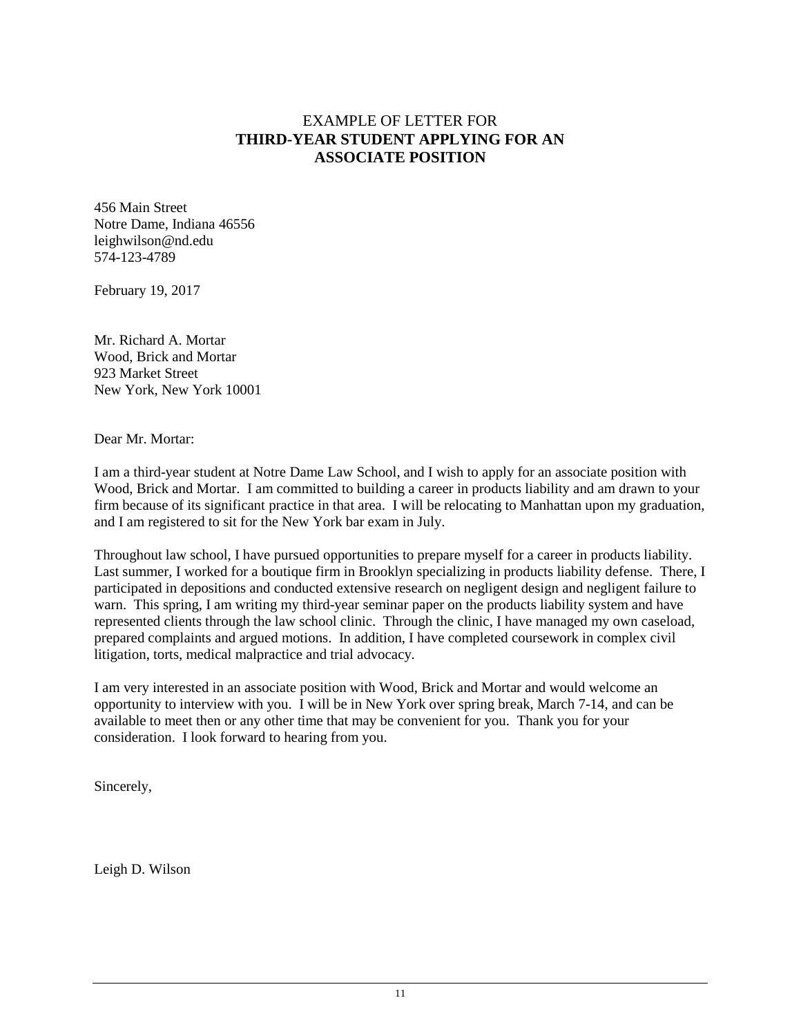# EXAMPLE OF LETTER FOR **THIRD-YEAR STUDENT APPLYING FOR AN ASSOCIATE POSITION**

456 Main Street
Notre Dame, Indiana 46556
leighwilson@nd.edu
574-123-4789

February 19, 2017

Mr. Richard A. Mortar
Wood, Brick and Mortar
923 Market Street
New York, New York 10001

Dear Mr. Mortar:

I am a third-year student at Notre Dame Law School, and I wish to apply for an associate position with Wood, Brick and Mortar. I am committed to building a career in products liability and am drawn to your firm because of its significant practice in that area. I will be relocating to Manhattan upon my graduation, and I am registered to sit for the New York bar exam in July.

Throughout law school, I have pursued opportunities to prepare myself for a career in products liability. Last summer, I worked for a boutique firm in Brooklyn specializing in products liability defense. There, I participated in depositions and conducted extensive research on negligent design and negligent failure to warn. This spring, I am writing my third-year seminar paper on the products liability system and have represented clients through the law school clinic. Through the clinic, I have managed my own caseload, prepared complaints and argued motions. In addition, I have completed coursework in complex civil litigation, torts, medical malpractice and trial advocacy.

I am very interested in an associate position with Wood, Brick and Mortar and would welcome an opportunity to interview with you. I will be in New York over spring break, March 7-14, and can be available to meet then or any other time that may be convenient for you. Thank you for your consideration. I look forward to hearing from you.

Sincerely,

Leigh D. Wilson